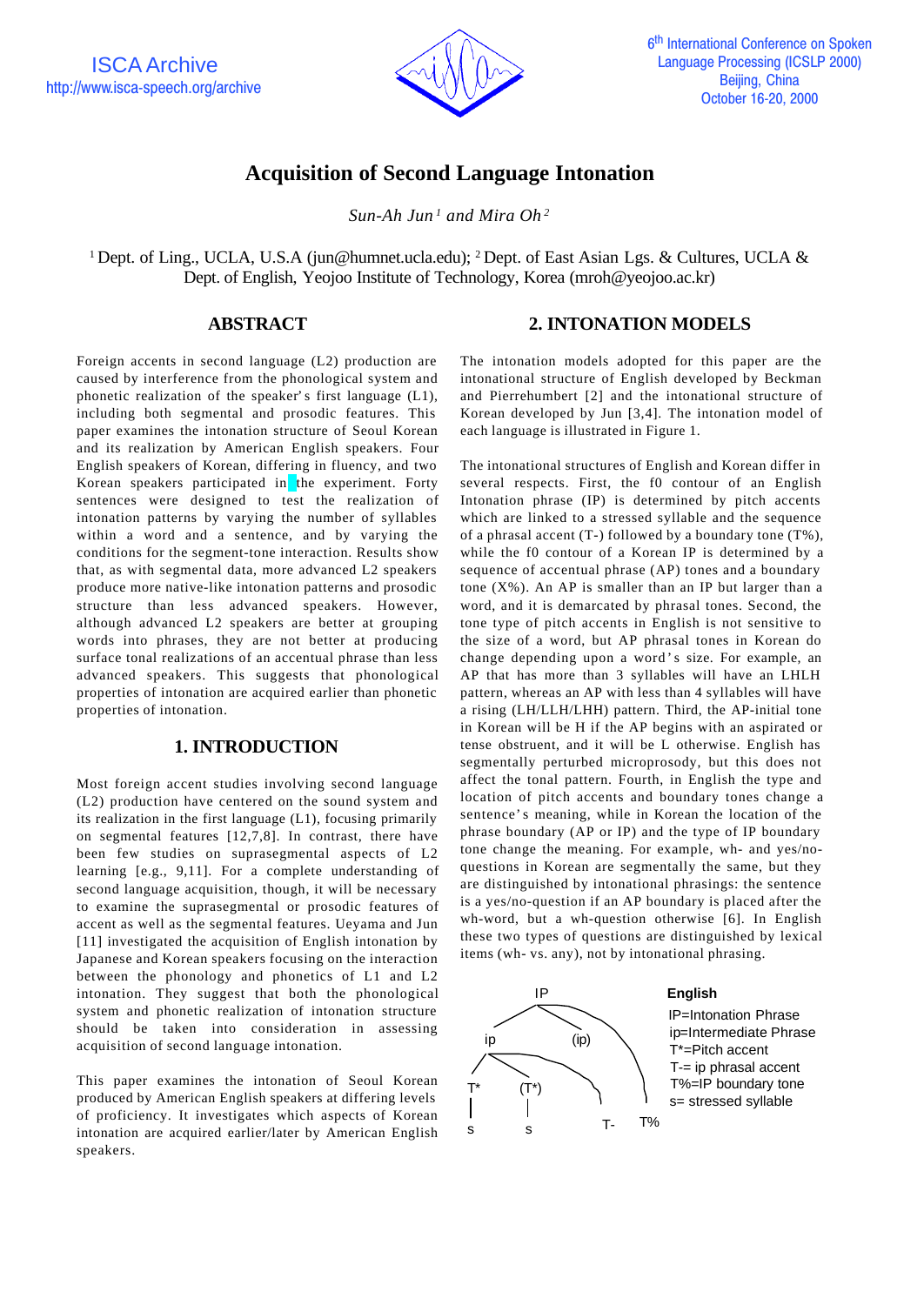# Acquisition of Second Language Intonation

*Sun-Ah Jun [1] and Mira Oh [2]*

[1] Dept. of Ling., UCLA, U.S.A (jun@humnet.ucla.edu); [2] Dept. of East Asian Lgs. & Cultures, UCLA & Dept. of English, Yeojoo Institute of Technology, Korea (mroh@yeojoo.ac.kr)

## ABSTRACT

Foreign accents in second language (L2) production are caused by interference from the phonological system and phonetic realization of the speaker's first language (L1), including both segmental and prosodic features. This paper examines the intonation structure of Seoul Korean and its realization by American English speakers. Four English speakers of Korean, differing in fluency, and two Korean speakers participated in the experiment. Forty sentences were designed to test the realization of intonation patterns by varying the number of syllables within a word and a sentence, and by varying the conditions for the segment-tone interaction. Results show that, as with segmental data, more advanced L2 speakers produce more native-like intonation patterns and prosodic structure than less advanced speakers. However, although advanced L2 speakers are better at grouping words into phrases, they are not better at producing surface tonal realizations of an accentual phrase than less advanced speakers. This suggests that phonological properties of intonation are acquired earlier than phonetic properties of intonation.

## 1. INTRODUCTION

Most foreign accent studies involving second language (L2) production have centered on the sound system and its realization in the first language (L1), focusing primarily on segmental features [12,7,8]. In contrast, there have been few studies on suprasegmental aspects of L2 learning [e.g., 9,11]. For a complete understanding of second language acquisition, though, it will be necessary to examine the suprasegmental or prosodic features of accent as well as the segmental features. Ueyama and Jun [11] investigated the acquisition of English intonation by Japanese and Korean speakers focusing on the interaction between the phonology and phonetics of L1 and L2 intonation. They suggest that both the phonological system and phonetic realization of intonation structure should be taken into consideration in assessing acquisition of second language intonation.

This paper examines the intonation of Seoul Korean produced by American English speakers at differing levels of proficiency. It investigates which aspects of Korean intonation are acquired earlier/later by American English speakers.

## 2. INTONATION MODELS

The intonation models adopted for this paper are the intonational structure of English developed by Beckman and Pierrehumbert [2] and the intonational structure of Korean developed by Jun [3,4]. The intonation model of each language is illustrated in Figure 1.

The intonational structures of English and Korean differ in several respects. First, the f0 contour of an English Intonation phrase (IP) is determined by pitch accents which are linked to a stressed syllable and the sequence of a phrasal accent (T-) followed by a boundary tone (T%), while the f0 contour of a Korean IP is determined by a sequence of accentual phrase (AP) tones and a boundary tone (X%). An AP is smaller than an IP but larger than a word, and it is demarcated by phrasal tones. Second, the tone type of pitch accents in English is not sensitive to the size of a word, but AP phrasal tones in Korean do change depending upon a word's size. For example, an AP that has more than 3 syllables will have an LHLH pattern, whereas an AP with less than 4 syllables will have a rising (LH/LLH/LHH) pattern. Third, the AP-initial tone in Korean will be H if the AP begins with an aspirated or tense obstruent, and it will be L otherwise. English has segmentally perturbed microprosody, but this does not affect the tonal pattern. Fourth, in English the type and location of pitch accents and boundary tones change a sentence's meaning, while in Korean the location of the phrase boundary (AP or IP) and the type of IP boundary tone change the meaning. For example, wh- and yes/no-questions in Korean are segmentally the same, but they are distinguished by intonational phrasings: the sentence is a yes/no-question if an AP boundary is placed after the wh-word, but a wh-question otherwise [6]. In English these two types of questions are distinguished by lexical items (wh- vs. any), not by intonational phrasing.

**English**

IP=Intonation Phrase
ip=Intermediate Phrase
T*=Pitch accent
T-= ip phrasal accent
T%=IP boundary tone
s= stressed syllable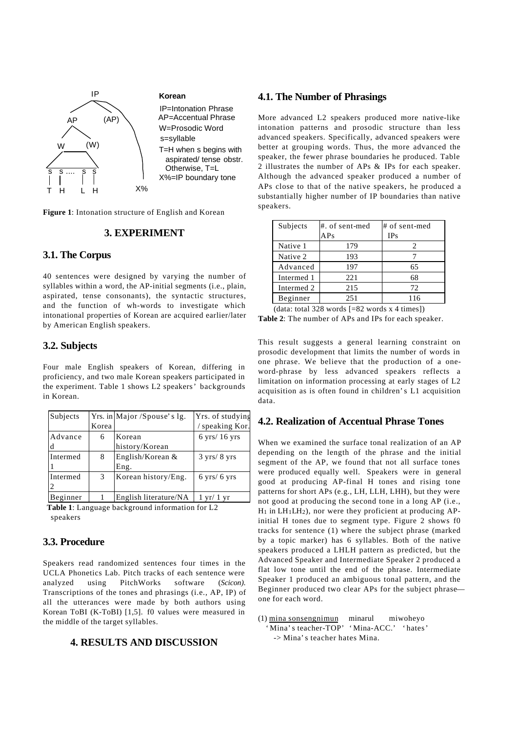IP

AP (AP)

W (W)

s s .... s s

T H L H X%

**Korean**

IP=Intonation Phrase
AP=Accentual Phrase
W=Prosodic Word
s=syllable
T=H when s begins with aspirated/ tense obstr. Otherwise, T=L
X%=IP boundary tone

**Figure 1**: Intonation structure of English and Korean

## 3. EXPERIMENT

### 3.1. The Corpus

40 sentences were designed by varying the number of syllables within a word, the AP-initial segments (i.e., plain, aspirated, tense consonants), the syntactic structures, and the function of wh-words to investigate which intonational properties of Korean are acquired earlier/later by American English speakers.

### 3.2. Subjects

Four male English speakers of Korean, differing in proficiency, and two male Korean speakers participated in the experiment. Table 1 shows L2 speakers' backgrounds in Korean.

| Subjects | Yrs. in Korea | Major /Spouse's lg. | Yrs. of studying / speaking Kor. |
|---|---|---|---|
| Advanced | 6 | Korean history/Korean | 6 yrs/ 16 yrs |
| Intermed 1 | 8 | English/Korean & Eng. | 3 yrs/ 8 yrs |
| Intermed 2 | 3 | Korean history/Eng. | 6 yrs/ 6 yrs |
| Beginner | 1 | English literature/NA | 1 yr/ 1 yr |

**Table 1**: Language background information for L2 speakers

### 3.3. Procedure

Speakers read randomized sentences four times in the UCLA Phonetics Lab. Pitch tracks of each sentence were analyzed using PitchWorks software (*Scicon).* Transcriptions of the tones and phrasings (i.e., AP, IP) of all the utterances were made by both authors using Korean ToBI (K-ToBI) [1,5]. f0 values were measured in the middle of the target syllables.

## 4. RESULTS AND DISCUSSION

### 4.1. The Number of Phrasings

More advanced L2 speakers produced more native-like intonation patterns and prosodic structure than less advanced speakers. Specifically, advanced speakers were better at grouping words. Thus, the more advanced the speaker, the fewer phrase boundaries he produced. Table 2 illustrates the number of APs & IPs for each speaker. Although the advanced speaker produced a number of APs close to that of the native speakers, he produced a substantially higher number of IP boundaries than native speakers.

| Subjects | #. of sent-med APs | # of sent-med IPs |
|---|---|---|
| Native 1 | 179 | 2 |
| Native 2 | 193 | 7 |
| Advanced | 197 | 65 |
| Intermed 1 | 221 | 68 |
| Intermed 2 | 215 | 72 |
| Beginner | 251 | 116 |

(data: total 328 words [=82 words x 4 times])

**Table 2**: The number of APs and IPs for each speaker.

This result suggests a general learning constraint on prosodic development that limits the number of words in one phrase. We believe that the production of a one-word-phrase by less advanced speakers reflects a limitation on information processing at early stages of L2 acquisition as is often found in children's L1 acquisition data.

### 4.2. Realization of Accentual Phrase Tones

When we examined the surface tonal realization of an AP depending on the length of the phrase and the initial segment of the AP, we found that not all surface tones were produced equally well. Speakers were in general good at producing AP-final H tones and rising tone patterns for short APs (e.g., LH, LLH, LHH), but they were not good at producing the second tone in a long AP (i.e., $H_1$ in $LH_1LH_2$), nor were they proficient at producing AP-initial H tones due to segment type. Figure 2 shows f0 tracks for sentence (1) where the subject phrase (marked by a topic marker) has 6 syllables. Both of the native speakers produced a LHLH pattern as predicted, but the Advanced Speaker and Intermediate Speaker 2 produced a flat low tone until the end of the phrase. Intermediate Speaker 1 produced an ambiguous tonal pattern, and the Beginner produced two clear APs for the subject phrase—one for each word.

(1) <u>mina sonsengnimun</u> minarul miwoheyo
'Mina's teacher-TOP' 'Mina-ACC.' 'hates'
-> Mina's teacher hates Mina.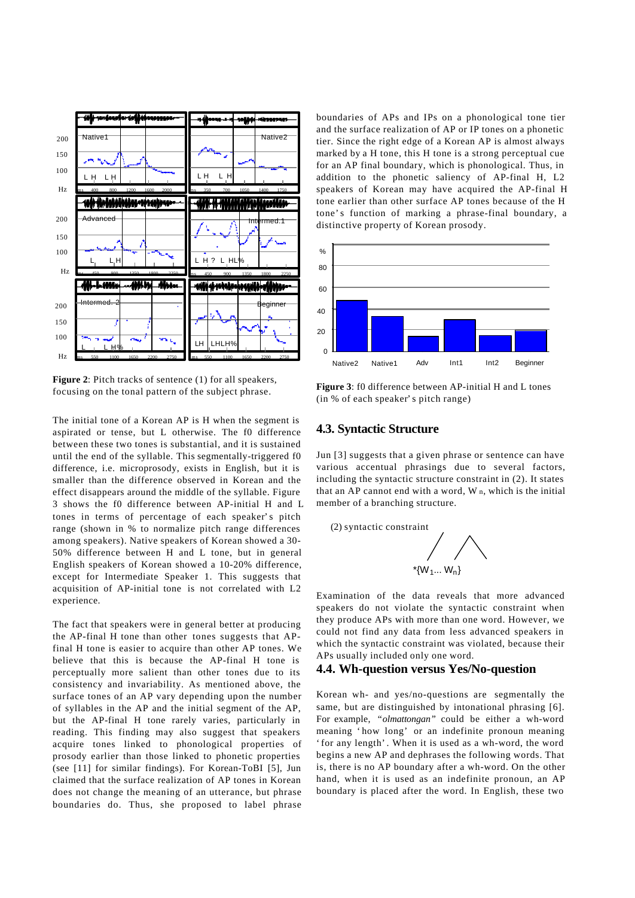**Figure 2**: Pitch tracks of sentence (1) for all speakers, focusing on the tonal pattern of the subject phrase.

The initial tone of a Korean AP is H when the segment is aspirated or tense, but L otherwise. The f0 difference between these two tones is substantial, and it is sustained until the end of the syllable. This segmentally-triggered f0 difference, i.e. microprosody, exists in English, but it is smaller than the difference observed in Korean and the effect disappears around the middle of the syllable. Figure 3 shows the f0 difference between AP-initial H and L tones in terms of percentage of each speaker's pitch range (shown in % to normalize pitch range differences among speakers). Native speakers of Korean showed a 30-50% difference between H and L tone, but in general English speakers of Korean showed a 10-20% difference, except for Intermediate Speaker 1. This suggests that acquisition of AP-initial tone is not correlated with L2 experience.

The fact that speakers were in general better at producing the AP-final H tone than other tones suggests that AP-final H tone is easier to acquire than other AP tones. We believe that this is because the AP-final H tone is perceptually more salient than other tones due to its consistency and invariability. As mentioned above, the surface tones of an AP vary depending upon the number of syllables in the AP and the initial segment of the AP, but the AP-final H tone rarely varies, particularly in reading. This finding may also suggest that speakers acquire tones linked to phonological properties of prosody earlier than those linked to phonetic properties (see [11] for similar findings). For Korean-ToBI [5], Jun claimed that the surface realization of AP tones in Korean does not change the meaning of an utterance, but phrase boundaries do. Thus, she proposed to label phrase boundaries of APs and IPs on a phonological tone tier and the surface realization of AP or IP tones on a phonetic tier. Since the right edge of a Korean AP is almost always marked by a H tone, this H tone is a strong perceptual cue for an AP final boundary, which is phonological. Thus, in addition to the phonetic saliency of AP-final H, L2 speakers of Korean may have acquired the AP-final H tone earlier than other surface AP tones because of the H tone's function of marking a phrase-final boundary, a distinctive property of Korean prosody.

**Figure 3**: f0 difference between AP-initial H and L tones (in % of each speaker's pitch range)

## 4.3. Syntactic Structure

Jun [3] suggests that a given phrase or sentence can have various accentual phrasings due to several factors, including the syntactic structure constraint in (2). It states that an AP cannot end with a word, $W_n$, which is the initial member of a branching structure.

(2) syntactic constraint

$$*\{W_1 \ldots W_n\}$$

Examination of the data reveals that more advanced speakers do not violate the syntactic constraint when they produce APs with more than one word. However, we could not find any data from less advanced speakers in which the syntactic constraint was violated, because their APs usually included only one word.

## 4.4. Wh-question versus Yes/No-question

Korean wh- and yes/no-questions are segmentally the same, but are distinguished by intonational phrasing [6]. For example, "*olmattongan*" could be either a wh-word meaning 'how long' or an indefinite pronoun meaning 'for any length'. When it is used as a wh-word, the word begins a new AP and dephrases the following words. That is, there is no AP boundary after a wh-word. On the other hand, when it is used as an indefinite pronoun, an AP boundary is placed after the word. In English, these two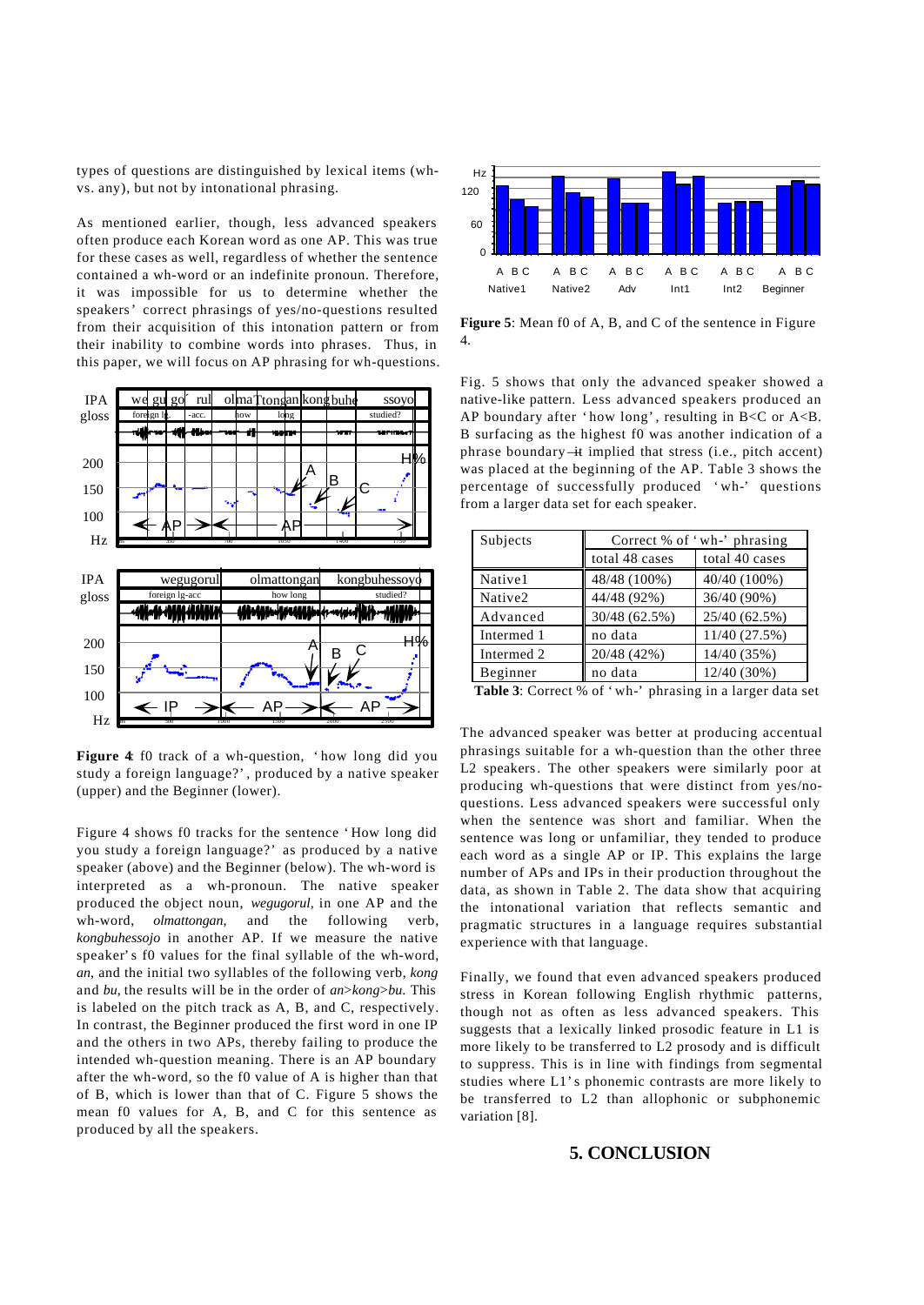types of questions are distinguished by lexical items (wh- vs. any), but not by intonational phrasing.

As mentioned earlier, though, less advanced speakers often produce each Korean word as one AP. This was true for these cases as well, regardless of whether the sentence contained a wh-word or an indefinite pronoun. Therefore, it was impossible for us to determine whether the speakers' correct phrasings of yes/no-questions resulted from their acquisition of this intonation pattern or from their inability to combine words into phrases. Thus, in this paper, we will focus on AP phrasing for wh-questions.

**Figure 4**: f0 track of a wh-question, 'how long did you study a foreign language?', produced by a native speaker (upper) and the Beginner (lower).

Figure 4 shows f0 tracks for the sentence 'How long did you study a foreign language?' as produced by a native speaker (above) and the Beginner (below). The wh-word is interpreted as a wh-pronoun. The native speaker produced the object noun, *wegugorul,* in one AP and the wh-word, *olmattongan,* and the following verb, *kongbuhessojo* in another AP. If we measure the native speaker's f0 values for the final syllable of the wh-word, *an*, and the initial two syllables of the following verb, *kong* and *bu*, the results will be in the order of *an*>*kong*>*bu.* This is labeled on the pitch track as A, B, and C, respectively. In contrast, the Beginner produced the first word in one IP and the others in two APs, thereby failing to produce the intended wh-question meaning. There is an AP boundary after the wh-word, so the f0 value of A is higher than that of B, which is lower than that of C. Figure 5 shows the mean f0 values for A, B, and C for this sentence as produced by all the speakers.

**Figure 5**: Mean f0 of A, B, and C of the sentence in Figure 4.

Fig. 5 shows that only the advanced speaker showed a native-like pattern. Less advanced speakers produced an AP boundary after 'how long', resulting in B<C or A<B. B surfacing as the highest f0 was another indication of a phrase boundary—it implied that stress (i.e., pitch accent) was placed at the beginning of the AP. Table 3 shows the percentage of successfully produced 'wh-' questions from a larger data set for each speaker.

| Subjects | Correct % of 'wh-' phrasing | |
|---|---|---|
| | total 48 cases | total 40 cases |
| Native1 | 48/48 (100%) | 40/40 (100%) |
| Native2 | 44/48 (92%) | 36/40 (90%) |
| Advanced | 30/48 (62.5%) | 25/40 (62.5%) |
| Intermed 1 | no data | 11/40 (27.5%) |
| Intermed 2 | 20/48 (42%) | 14/40 (35%) |
| Beginner | no data | 12/40 (30%) |

**Table 3**: Correct % of 'wh-' phrasing in a larger data set

The advanced speaker was better at producing accentual phrasings suitable for a wh-question than the other three L2 speakers. The other speakers were similarly poor at producing wh-questions that were distinct from yes/no-questions. Less advanced speakers were successful only when the sentence was short and familiar. When the sentence was long or unfamiliar, they tended to produce each word as a single AP or IP. This explains the large number of APs and IPs in their production throughout the data, as shown in Table 2. The data show that acquiring the intonational variation that reflects semantic and pragmatic structures in a language requires substantial experience with that language.

Finally, we found that even advanced speakers produced stress in Korean following English rhythmic patterns, though not as often as less advanced speakers. This suggests that a lexically linked prosodic feature in L1 is more likely to be transferred to L2 prosody and is difficult to suppress. This is in line with findings from segmental studies where L1's phonemic contrasts are more likely to be transferred to L2 than allophonic or subphonemic variation [8].

## 5. CONCLUSION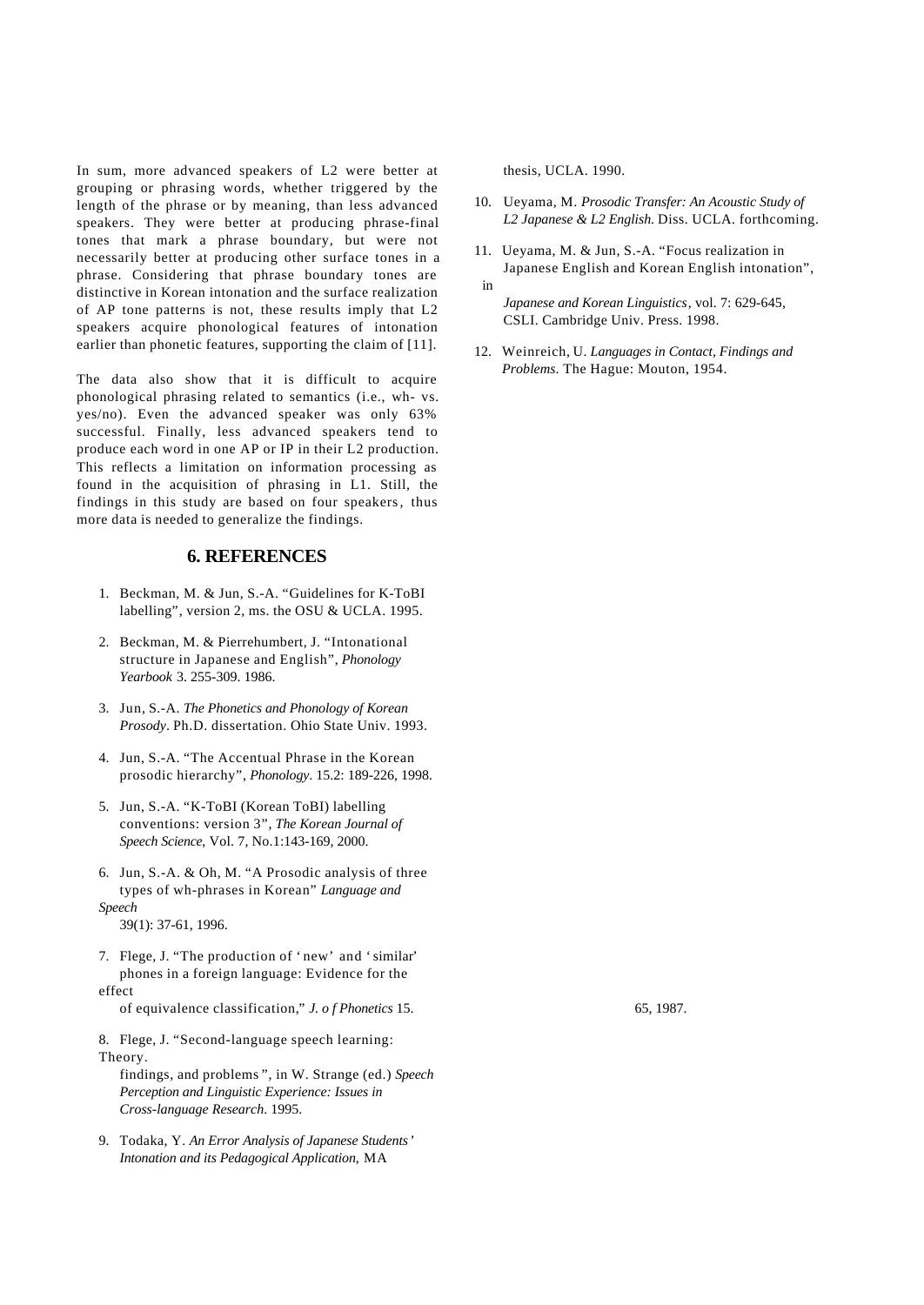In sum, more advanced speakers of L2 were better at grouping or phrasing words, whether triggered by the length of the phrase or by meaning, than less advanced speakers. They were better at producing phrase-final tones that mark a phrase boundary, but were not necessarily better at producing other surface tones in a phrase. Considering that phrase boundary tones are distinctive in Korean intonation and the surface realization of AP tone patterns is not, these results imply that L2 speakers acquire phonological features of intonation earlier than phonetic features, supporting the claim of [11].

The data also show that it is difficult to acquire phonological phrasing related to semantics (i.e., wh- vs. yes/no). Even the advanced speaker was only 63% successful. Finally, less advanced speakers tend to produce each word in one AP or IP in their L2 production. This reflects a limitation on information processing as found in the acquisition of phrasing in L1. Still, the findings in this study are based on four speakers, thus more data is needed to generalize the findings.

## 6. REFERENCES

1. Beckman, M. & Jun, S.-A. "Guidelines for K-ToBI labelling", version 2, ms. the OSU & UCLA. 1995.
2. Beckman, M. & Pierrehumbert, J. "Intonational structure in Japanese and English", *Phonology Yearbook* 3. 255-309. 1986.
3. Jun, S.-A. *The Phonetics and Phonology of Korean Prosody*. Ph.D. dissertation. Ohio State Univ. 1993.
4. Jun, S.-A. "The Accentual Phrase in the Korean prosodic hierarchy", *Phonology*. 15.2: 189-226, 1998.
5. Jun, S.-A. "K-ToBI (Korean ToBI) labelling conventions: version 3", *The Korean Journal of Speech Science*, Vol. 7, No.1:143-169, 2000.
6. Jun, S.-A. & Oh, M. "A Prosodic analysis of three types of wh-phrases in Korean" *Language and Speech* 39(1): 37-61, 1996.
7. Flege, J. "The production of 'new' and 'similar' phones in a foreign language: Evidence for the effect of equivalence classification," *J. of Phonetics* 15. 65, 1987.
8. Flege, J. "Second-language speech learning: Theory, findings, and problems", in W. Strange (ed.) *Speech Perception and Linguistic Experience: Issues in Cross-language Research*. 1995.
9. Todaka, Y. *An Error Analysis of Japanese Students' Intonation and its Pedagogical Application,* MA thesis, UCLA. 1990.
10. Ueyama, M. *Prosodic Transfer: An Acoustic Study of L2 Japanese & L2 English.* Diss. UCLA. forthcoming.
11. Ueyama, M. & Jun, S.-A. "Focus realization in Japanese English and Korean English intonation", in *Japanese and Korean Linguistics*, vol. 7: 629-645, CSLI. Cambridge Univ. Press. 1998.
12. Weinreich, U. *Languages in Contact, Findings and Problems.* The Hague: Mouton, 1954.